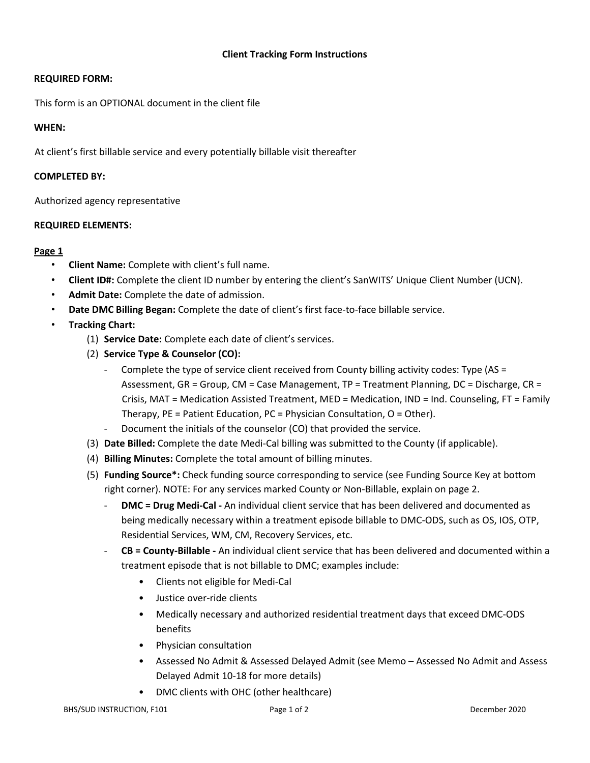# Client Tracking Form Instructions

**REQUIRED FORM:**

This form is an OPTIONAL document in the client file

**WHEN:**

At client's first billable service and every potentially billable visit thereafter

**COMPLETED BY:**

Authorized agency representative

**REQUIRED ELEMENTS:**

**Page 1**

- **Client Name:** Complete with client's full name.
- **Client ID#:** Complete the client ID number by entering the client's SanWITS' Unique Client Number (UCN).
- **Admit Date:** Complete the date of admission.
- **Date DMC Billing Began:** Complete the date of client's first face-to-face billable service.
- **Tracking Chart:**
  1. **Service Date:** Complete each date of client's services.
  2. **Service Type & Counselor (CO):**
     - Complete the type of service client received from County billing activity codes: Type (AS = Assessment, GR = Group, CM = Case Management, TP = Treatment Planning, DC = Discharge, CR = Crisis, MAT = Medication Assisted Treatment, MED = Medication, IND = Ind. Counseling, FT = Family Therapy, PE = Patient Education, PC = Physician Consultation, O = Other).
     - Document the initials of the counselor (CO) that provided the service.
  3. **Date Billed:** Complete the date Medi-Cal billing was submitted to the County (if applicable).
  4. **Billing Minutes:** Complete the total amount of billing minutes.
  5. **Funding Source*:** Check funding source corresponding to service (see Funding Source Key at bottom right corner). NOTE: For any services marked County or Non-Billable, explain on page 2.
     - **DMC = Drug Medi-Cal -** An individual client service that has been delivered and documented as being medically necessary within a treatment episode billable to DMC-ODS, such as OS, IOS, OTP, Residential Services, WM, CM, Recovery Services, etc.
     - **CB = County-Billable -** An individual client service that has been delivered and documented within a treatment episode that is not billable to DMC; examples include:
       - Clients not eligible for Medi-Cal
       - Justice over-ride clients
       - Medically necessary and authorized residential treatment days that exceed DMC-ODS benefits
       - Physician consultation
       - Assessed No Admit & Assessed Delayed Admit (see Memo – Assessed No Admit and Assess Delayed Admit 10-18 for more details)
       - DMC clients with OHC (other healthcare)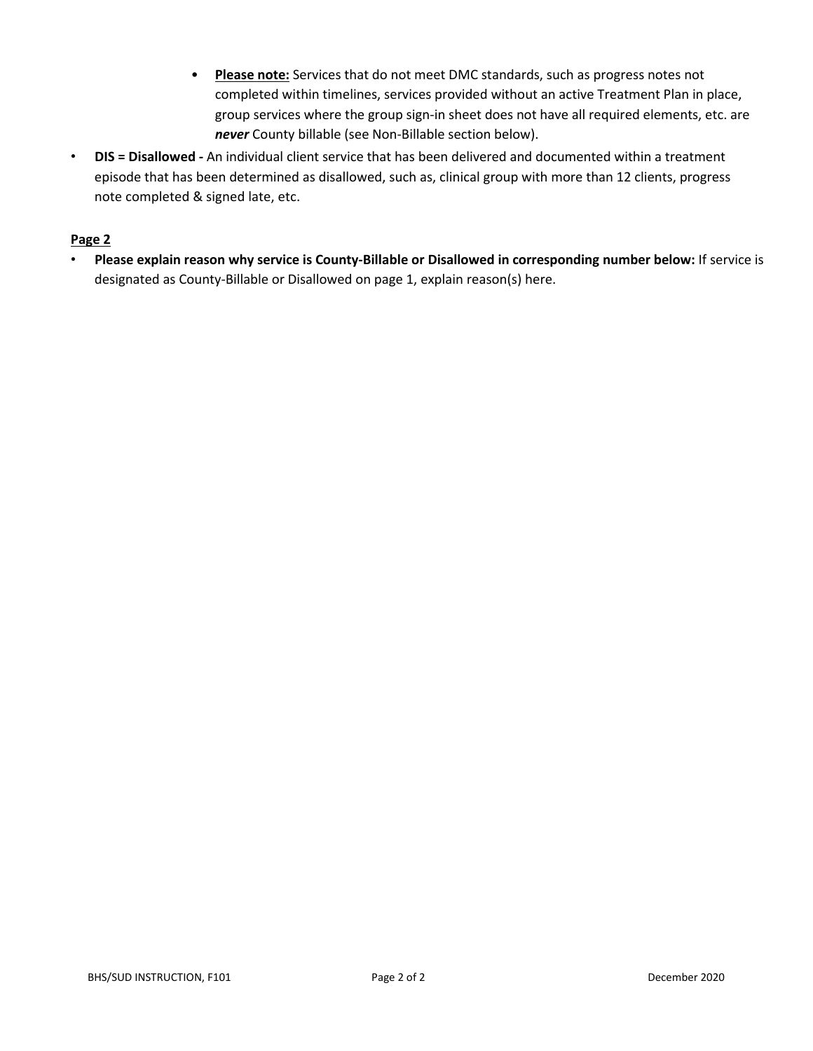- **Please note:** Services that do not meet DMC standards, such as progress notes not completed within timelines, services provided without an active Treatment Plan in place, group services where the group sign-in sheet does not have all required elements, etc. are ***never*** County billable (see Non-Billable section below).

- **DIS = Disallowed -** An individual client service that has been delivered and documented within a treatment episode that has been determined as disallowed, such as, clinical group with more than 12 clients, progress note completed & signed late, etc.

**Page 2**

- **Please explain reason why service is County-Billable or Disallowed in corresponding number below:** If service is designated as County-Billable or Disallowed on page 1, explain reason(s) here.